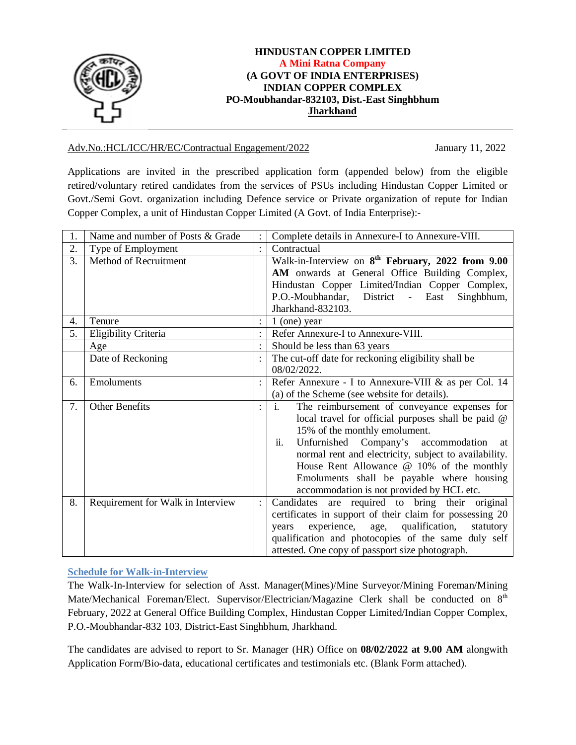**HINDUSTAN COPPER LIMITED**
**A Mini Ratna Company**
**(A GOVT OF INDIA ENTERPRISES)**
**INDIAN COPPER COMPLEX**
**PO-Moubhandar-832103, Dist.-East Singhbhum**
**Jharkhand**

Adv.No.:HCL/ICC/HR/EC/Contractual Engagement/2022 — January 11, 2022

Applications are invited in the prescribed application form (appended below) from the eligible retired/voluntary retired candidates from the services of PSUs including Hindustan Copper Limited or Govt./Semi Govt. organization including Defence service or Private organization of repute for Indian Copper Complex, a unit of Hindustan Copper Limited (A Govt. of India Enterprise):-

| | | | |
|---|---|---|---|
| 1. | Name and number of Posts & Grade | : | Complete details in Annexure-I to Annexure-VIII. |
| 2. | Type of Employment | : | Contractual |
| 3. | Method of Recruitment | | Walk-in-Interview on **8th February, 2022 from 9.00 AM** onwards at General Office Building Complex, Hindustan Copper Limited/Indian Copper Complex, P.O.-Moubhandar, District - East Singhbhum, Jharkhand-832103. |
| 4. | Tenure | : | 1 (one) year |
| 5. | Eligibility Criteria | : | Refer Annexure-I to Annexure-VIII. |
| | Age | : | Should be less than 63 years |
| | Date of Reckoning | : | The cut-off date for reckoning eligibility shall be 08/02/2022. |
| 6. | Emoluments | : | Refer Annexure - I to Annexure-VIII & as per Col. 14 (a) of the Scheme (see website for details). |
| 7. | Other Benefits | : | i. The reimbursement of conveyance expenses for local travel for official purposes shall be paid @ 15% of the monthly emolument. ii. Unfurnished Company's accommodation at normal rent and electricity, subject to availability. House Rent Allowance @ 10% of the monthly Emoluments shall be payable where housing accommodation is not provided by HCL etc. |
| 8. | Requirement for Walk in Interview | : | Candidates are required to bring their original certificates in support of their claim for possessing 20 years experience, age, qualification, statutory qualification and photocopies of the same duly self attested. One copy of passport size photograph. |

**Schedule for Walk-in-Interview**

The Walk-In-Interview for selection of Asst. Manager(Mines)/Mine Surveyor/Mining Foreman/Mining Mate/Mechanical Foreman/Elect. Supervisor/Electrician/Magazine Clerk shall be conducted on 8th February, 2022 at General Office Building Complex, Hindustan Copper Limited/Indian Copper Complex, P.O.-Moubhandar-832 103, District-East Singhbhum, Jharkhand.

The candidates are advised to report to Sr. Manager (HR) Office on **08/02/2022 at 9.00 AM** alongwith Application Form/Bio-data, educational certificates and testimonials etc. (Blank Form attached).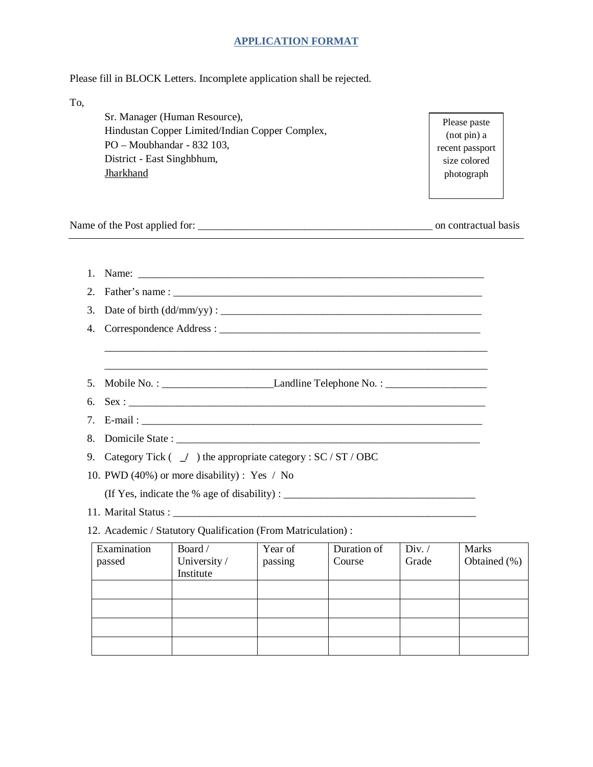## APPLICATION FORMAT

Please fill in BLOCK Letters. Incomplete application shall be rejected.

To,

Sr. Manager (Human Resource),
Hindustan Copper Limited/Indian Copper Complex,
PO – Moubhandar - 832 103,
District - East Singhbhum,
Jharkhand

Please paste (not pin) a recent passport size colored photograph

Name of the Post applied for: ____________________________________________ on contractual basis

1. Name: ____________________________________________________________
2. Father's name : _______________________________________________________
3. Date of birth (dd/mm/yy) : ______________________________________________
4. Correspondence Address : _______________________________________________

   ______________________________________________________________________

   ______________________________________________________________________
5. Mobile No. : ____________________Landline Telephone No. : __________________
6. Sex : ______________________________________________________________
7. E-mail : ____________________________________________________________
8. Domicile State : ______________________________________________________
9. Category Tick ( _/ ) the appropriate category : SC / ST / OBC
10. PWD (40%) or more disability) : Yes / No

    (If Yes, indicate the % age of disability) : __________________________________
11. Marital Status : ______________________________________________________
12. Academic / Statutory Qualification (From Matriculation) :

| Examination passed | Board / University / Institute | Year of passing | Duration of Course | Div. / Grade | Marks Obtained (%) |
|---|---|---|---|---|---|
| | | | | | |
| | | | | | |
| | | | | | |
| | | | | | |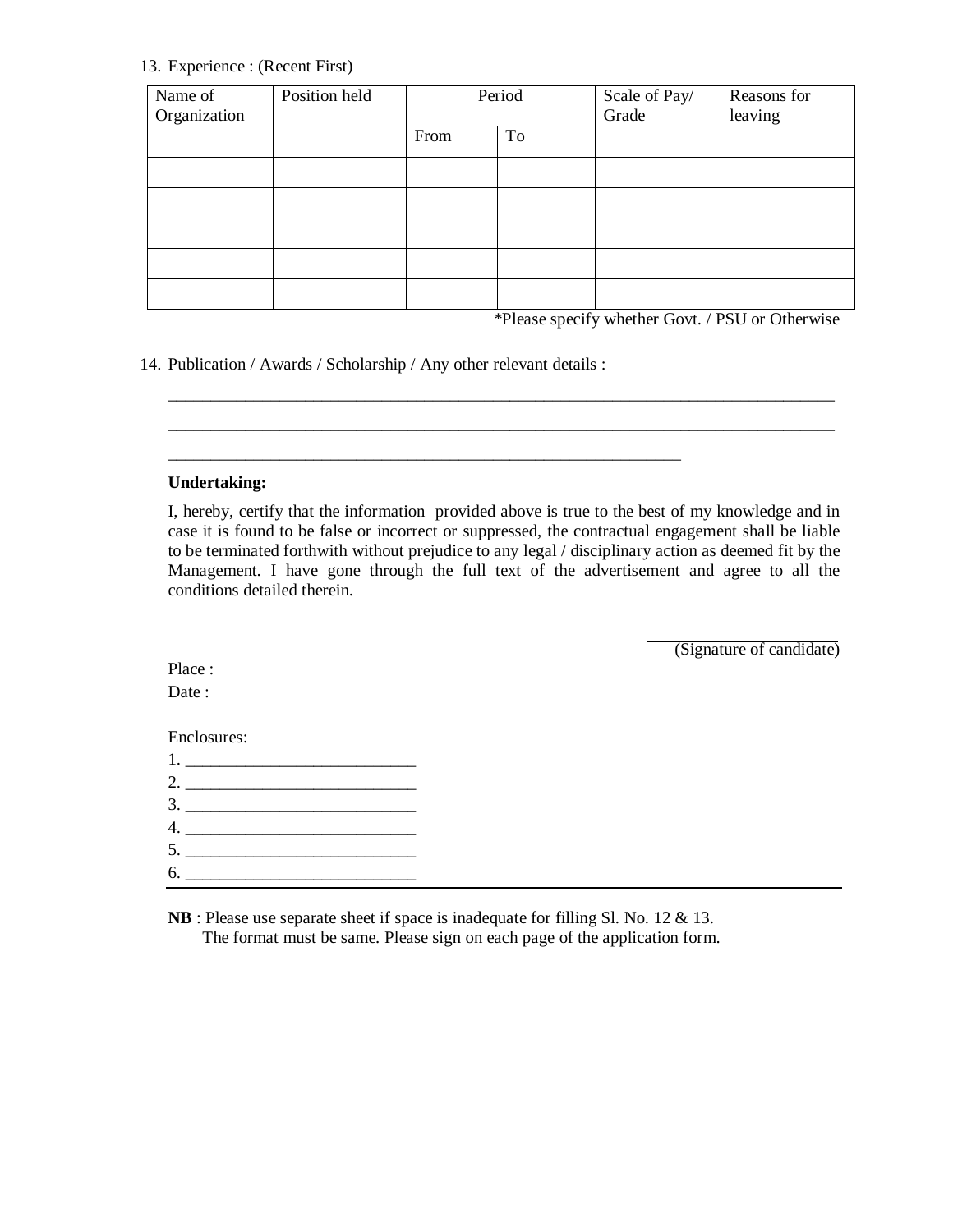13. Experience : (Recent First)

| Name of Organization | Position held | Period | | Scale of Pay/ Grade | Reasons for leaving |
|---|---|---|---|---|---|
| | | From | To | | |
| | | | | | |
| | | | | | |
| | | | | | |
| | | | | | |
| | | | | | |

*Please specify whether Govt. / PSU or Otherwise

14. Publication / Awards / Scholarship / Any other relevant details :

_______________________________________________________________________________

_______________________________________________________________________________

_____________________________________________________________

**Undertaking:**

I, hereby, certify that the information provided above is true to the best of my knowledge and in case it is found to be false or incorrect or suppressed, the contractual engagement shall be liable to be terminated forthwith without prejudice to any legal / disciplinary action as deemed fit by the Management. I have gone through the full text of the advertisement and agree to all the conditions detailed therein.

(Signature of candidate)

Place :

Date :

Enclosures:

1. ___________________________
2. ___________________________
3. ___________________________
4. ___________________________
5. ___________________________
6. ___________________________

**NB** : Please use separate sheet if space is inadequate for filling Sl. No. 12 & 13. The format must be same. Please sign on each page of the application form.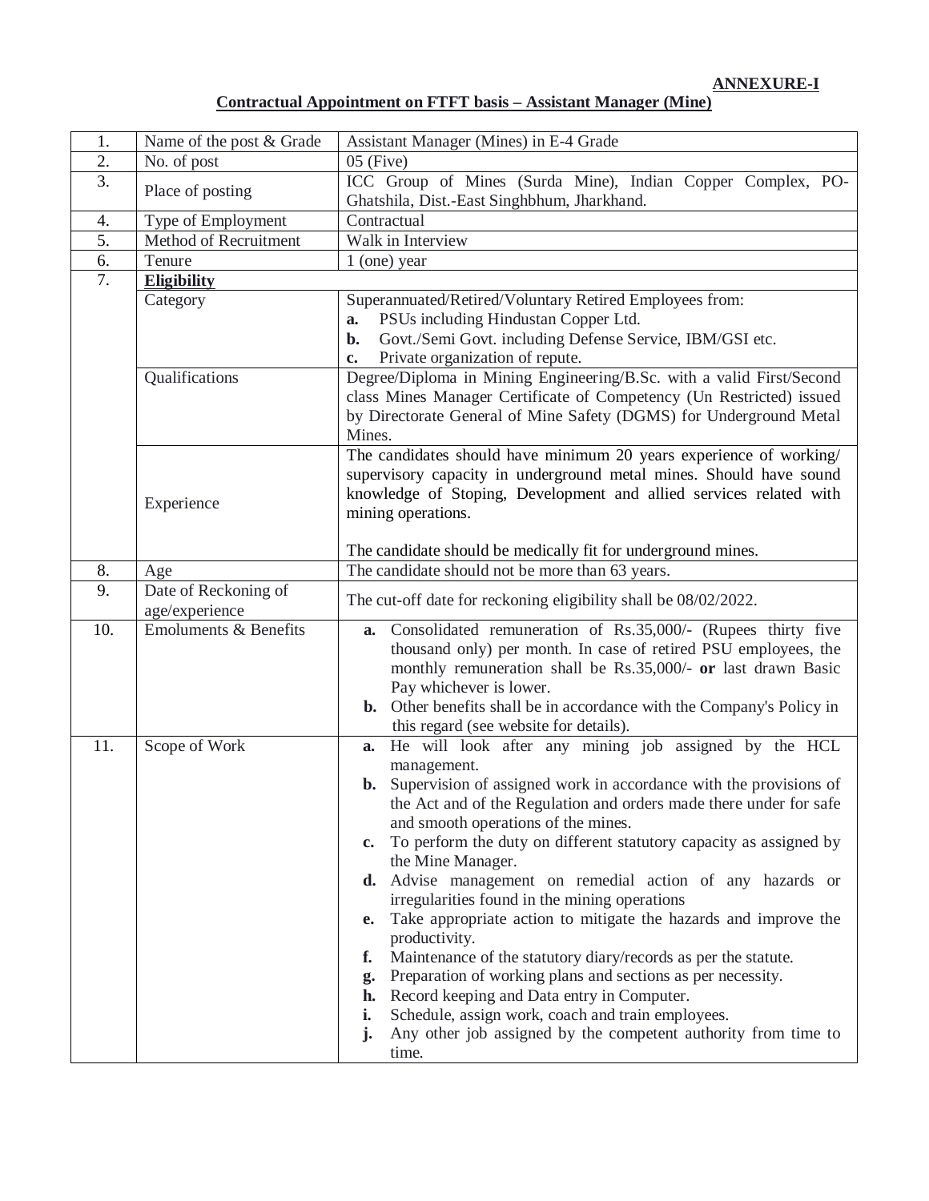**ANNEXURE-I**

**Contractual Appointment on FTFT basis – Assistant Manager (Mine)**

| | | |
|---|---|---|
| 1. | Name of the post & Grade | Assistant Manager (Mines) in E-4 Grade |
| 2. | No. of post | 05 (Five) |
| 3. | Place of posting | ICC Group of Mines (Surda Mine), Indian Copper Complex, PO-Ghatshila, Dist.-East Singhbhum, Jharkhand. |
| 4. | Type of Employment | Contractual |
| 5. | Method of Recruitment | Walk in Interview |
| 6. | Tenure | 1 (one) year |
| 7. | **Eligibility** | |
| | Category | Superannuated/Retired/Voluntary Retired Employees from:<br>**a.** PSUs including Hindustan Copper Ltd.<br>**b.** Govt./Semi Govt. including Defense Service, IBM/GSI etc.<br>**c.** Private organization of repute. |
| | Qualifications | Degree/Diploma in Mining Engineering/B.Sc. with a valid First/Second class Mines Manager Certificate of Competency (Un Restricted) issued by Directorate General of Mine Safety (DGMS) for Underground Metal Mines. |
| | Experience | The candidates should have minimum 20 years experience of working/ supervisory capacity in underground metal mines. Should have sound knowledge of Stoping, Development and allied services related with mining operations.<br><br>The candidate should be medically fit for underground mines. |
| 8. | Age | The candidate should not be more than 63 years. |
| 9. | Date of Reckoning of age/experience | The cut-off date for reckoning eligibility shall be 08/02/2022. |
| 10. | Emoluments & Benefits | **a.** Consolidated remuneration of Rs.35,000/- (Rupees thirty five thousand only) per month. In case of retired PSU employees, the monthly remuneration shall be Rs.35,000/- **or** last drawn Basic Pay whichever is lower.<br>**b.** Other benefits shall be in accordance with the Company's Policy in this regard (see website for details). |
| 11. | Scope of Work | **a.** He will look after any mining job assigned by the HCL management.<br>**b.** Supervision of assigned work in accordance with the provisions of the Act and of the Regulation and orders made there under for safe and smooth operations of the mines.<br>**c.** To perform the duty on different statutory capacity as assigned by the Mine Manager.<br>**d.** Advise management on remedial action of any hazards or irregularities found in the mining operations<br>**e.** Take appropriate action to mitigate the hazards and improve the productivity.<br>**f.** Maintenance of the statutory diary/records as per the statute.<br>**g.** Preparation of working plans and sections as per necessity.<br>**h.** Record keeping and Data entry in Computer.<br>**i.** Schedule, assign work, coach and train employees.<br>**j.** Any other job assigned by the competent authority from time to time. |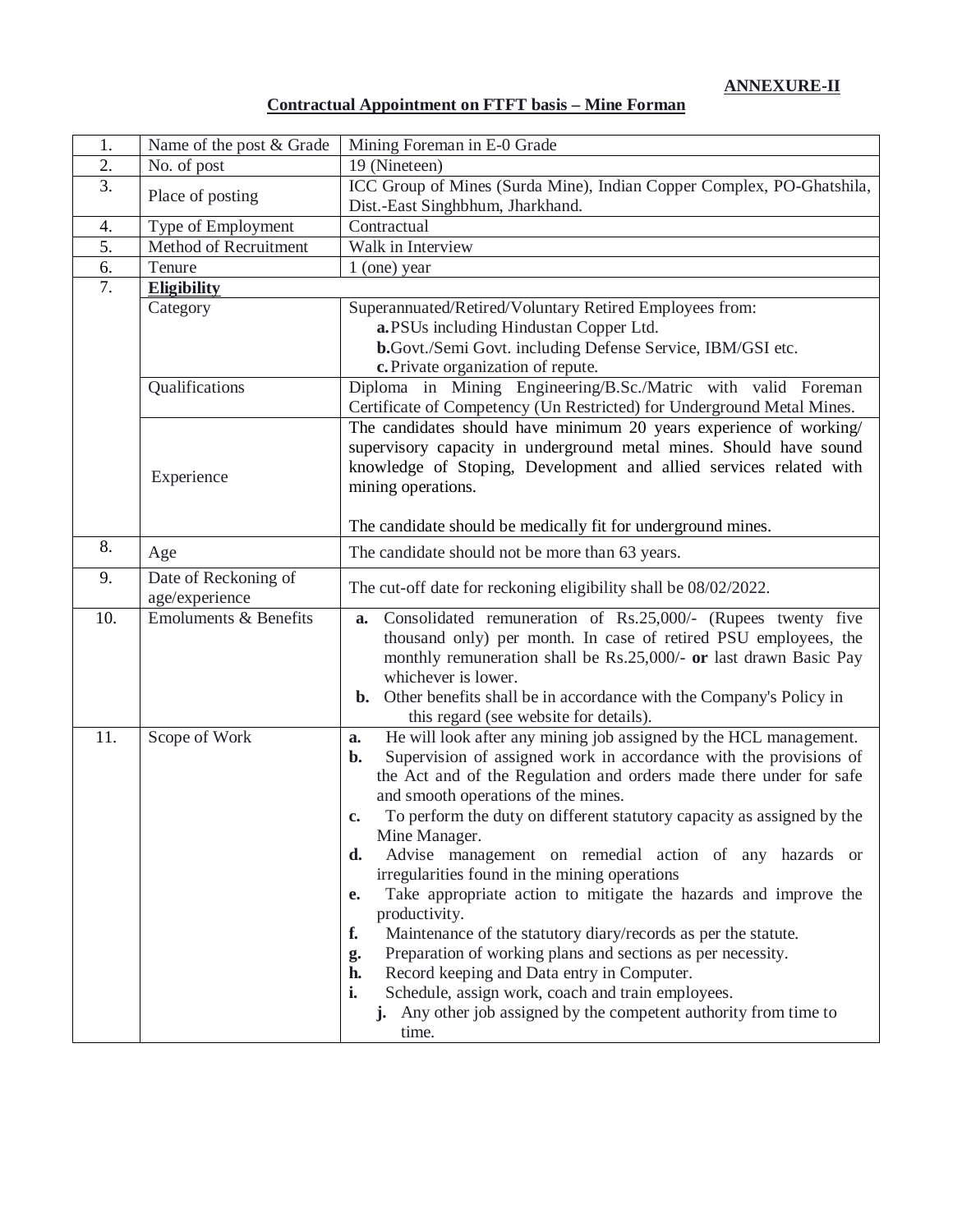**ANNEXURE-II**

**Contractual Appointment on FTFT basis – Mine Forman**

| | | |
|---|---|---|
| 1. | Name of the post & Grade | Mining Foreman in E-0 Grade |
| 2. | No. of post | 19 (Nineteen) |
| 3. | Place of posting | ICC Group of Mines (Surda Mine), Indian Copper Complex, PO-Ghatshila, Dist.-East Singhbhum, Jharkhand. |
| 4. | Type of Employment | Contractual |
| 5. | Method of Recruitment | Walk in Interview |
| 6. | Tenure | 1 (one) year |
| 7. | **Eligibility** | |
| | Category | Superannuated/Retired/Voluntary Retired Employees from:<br>**a.** PSUs including Hindustan Copper Ltd.<br>**b.** Govt./Semi Govt. including Defense Service, IBM/GSI etc.<br>**c.** Private organization of repute. |
| | Qualifications | Diploma in Mining Engineering/B.Sc./Matric with valid Foreman Certificate of Competency (Un Restricted) for Underground Metal Mines. |
| | Experience | The candidates should have minimum 20 years experience of working/ supervisory capacity in underground metal mines. Should have sound knowledge of Stoping, Development and allied services related with mining operations.<br><br>The candidate should be medically fit for underground mines. |
| 8. | Age | The candidate should not be more than 63 years. |
| 9. | Date of Reckoning of age/experience | The cut-off date for reckoning eligibility shall be 08/02/2022. |
| 10. | Emoluments & Benefits | **a.** Consolidated remuneration of Rs.25,000/- (Rupees twenty five thousand only) per month. In case of retired PSU employees, the monthly remuneration shall be Rs.25,000/- **or** last drawn Basic Pay whichever is lower.<br>**b.** Other benefits shall be in accordance with the Company's Policy in this regard (see website for details). |
| 11. | Scope of Work | **a.** He will look after any mining job assigned by the HCL management.<br>**b.** Supervision of assigned work in accordance with the provisions of the Act and of the Regulation and orders made there under for safe and smooth operations of the mines.<br>**c.** To perform the duty on different statutory capacity as assigned by the Mine Manager.<br>**d.** Advise management on remedial action of any hazards or irregularities found in the mining operations<br>**e.** Take appropriate action to mitigate the hazards and improve the productivity.<br>**f.** Maintenance of the statutory diary/records as per the statute.<br>**g.** Preparation of working plans and sections as per necessity.<br>**h.** Record keeping and Data entry in Computer.<br>**i.** Schedule, assign work, coach and train employees.<br>**j.** Any other job assigned by the competent authority from time to time. |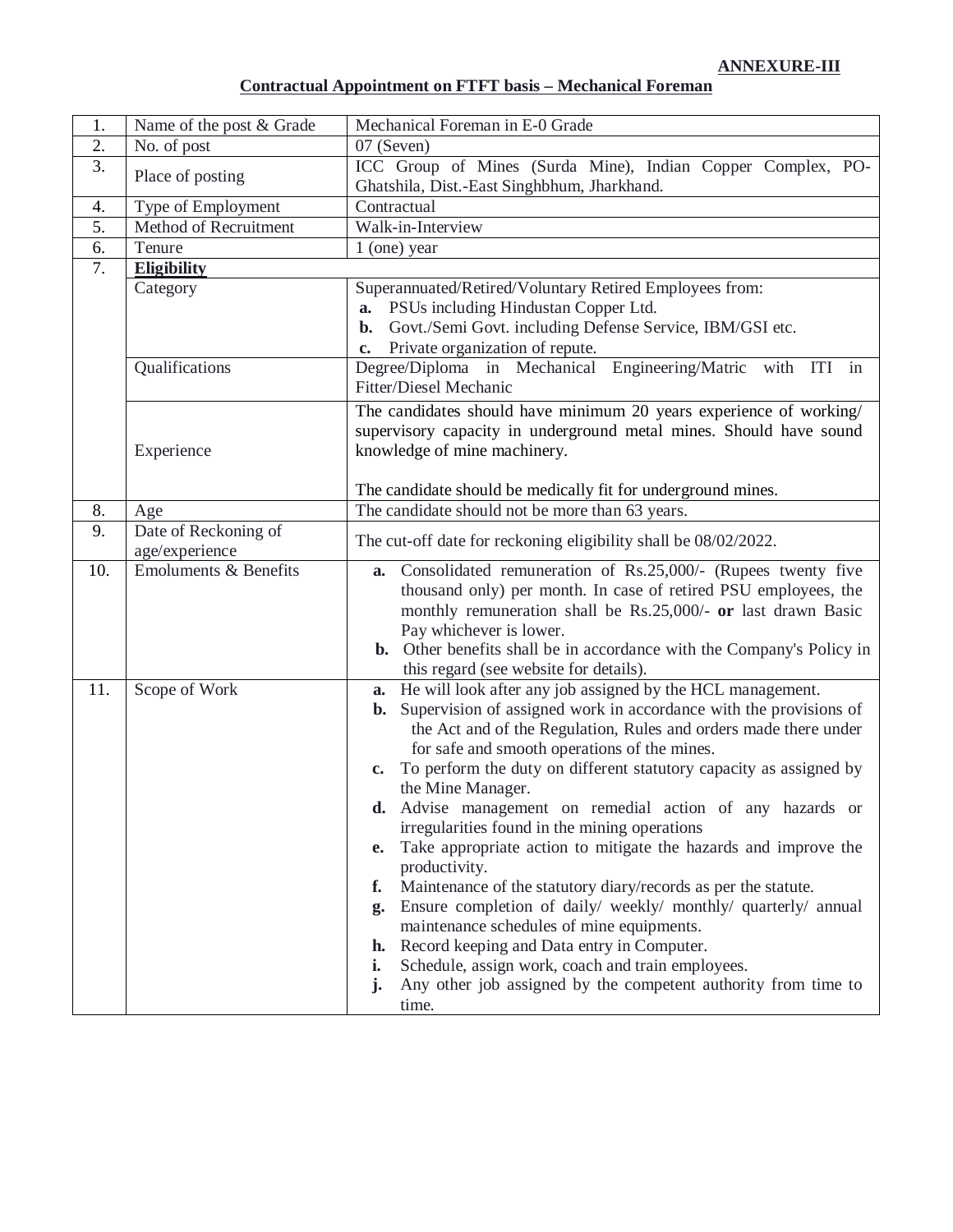**ANNEXURE-III**

## Contractual Appointment on FTFT basis – Mechanical Foreman

| | | |
|---|---|---|
| 1. | Name of the post & Grade | Mechanical Foreman in E-0 Grade |
| 2. | No. of post | 07 (Seven) |
| 3. | Place of posting | ICC Group of Mines (Surda Mine), Indian Copper Complex, PO-Ghatshila, Dist.-East Singhbhum, Jharkhand. |
| 4. | Type of Employment | Contractual |
| 5. | Method of Recruitment | Walk-in-Interview |
| 6. | Tenure | 1 (one) year |
| 7. | **Eligibility** | |
| | Category | Superannuated/Retired/Voluntary Retired Employees from:<br>**a.** PSUs including Hindustan Copper Ltd.<br>**b.** Govt./Semi Govt. including Defense Service, IBM/GSI etc.<br>**c.** Private organization of repute. |
| | Qualifications | Degree/Diploma in Mechanical Engineering/Matric with ITI in Fitter/Diesel Mechanic |
| | Experience | The candidates should have minimum 20 years experience of working/ supervisory capacity in underground metal mines. Should have sound knowledge of mine machinery.<br><br>The candidate should be medically fit for underground mines. |
| 8. | Age | The candidate should not be more than 63 years. |
| 9. | Date of Reckoning of age/experience | The cut-off date for reckoning eligibility shall be 08/02/2022. |
| 10. | Emoluments & Benefits | **a.** Consolidated remuneration of Rs.25,000/- (Rupees twenty five thousand only) per month. In case of retired PSU employees, the monthly remuneration shall be Rs.25,000/- **or** last drawn Basic Pay whichever is lower.<br>**b.** Other benefits shall be in accordance with the Company's Policy in this regard (see website for details). |
| 11. | Scope of Work | **a.** He will look after any job assigned by the HCL management.<br>**b.** Supervision of assigned work in accordance with the provisions of the Act and of the Regulation, Rules and orders made there under for safe and smooth operations of the mines.<br>**c.** To perform the duty on different statutory capacity as assigned by the Mine Manager.<br>**d.** Advise management on remedial action of any hazards or irregularities found in the mining operations<br>**e.** Take appropriate action to mitigate the hazards and improve the productivity.<br>**f.** Maintenance of the statutory diary/records as per the statute.<br>**g.** Ensure completion of daily/ weekly/ monthly/ quarterly/ annual maintenance schedules of mine equipments.<br>**h.** Record keeping and Data entry in Computer.<br>**i.** Schedule, assign work, coach and train employees.<br>**j.** Any other job assigned by the competent authority from time to time. |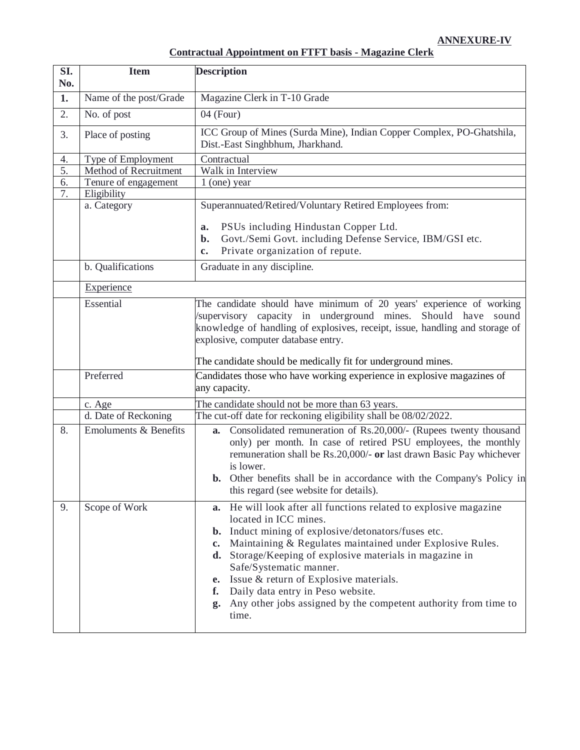**ANNEXURE-IV**

**Contractual Appointment on FTFT basis - Magazine Clerk**

| SI. No. | Item | Description |
|---|---|---|
| **1.** | Name of the post/Grade | Magazine Clerk in T-10 Grade |
| 2. | No. of post | 04 (Four) |
| 3. | Place of posting | ICC Group of Mines (Surda Mine), Indian Copper Complex, PO-Ghatshila, Dist.-East Singhbhum, Jharkhand. |
| 4. | Type of Employment | Contractual |
| 5. | Method of Recruitment | Walk in Interview |
| 6. | Tenure of engagement | 1 (one) year |
| 7. | Eligibility | |
| | a. Category | Superannuated/Retired/Voluntary Retired Employees from: <br> **a.** PSUs including Hindustan Copper Ltd. <br> **b.** Govt./Semi Govt. including Defense Service, IBM/GSI etc. <br> **c.** Private organization of repute. |
| | b. Qualifications | Graduate in any discipline. |
| | Experience | |
| | Essential | The candidate should have minimum of 20 years' experience of working /supervisory capacity in underground mines. Should have sound knowledge of handling of explosives, receipt, issue, handling and storage of explosive, computer database entry. <br> The candidate should be medically fit for underground mines. |
| | Preferred | Candidates those who have working experience in explosive magazines of any capacity. |
| | c. Age | The candidate should not be more than 63 years. |
| | d. Date of Reckoning | The cut-off date for reckoning eligibility shall be 08/02/2022. |
| 8. | Emoluments & Benefits | **a.** Consolidated remuneration of Rs.20,000/- (Rupees twenty thousand only) per month. In case of retired PSU employees, the monthly remuneration shall be Rs.20,000/- **or** last drawn Basic Pay whichever is lower. <br> **b.** Other benefits shall be in accordance with the Company's Policy in this regard (see website for details). |
| 9. | Scope of Work | **a.** He will look after all functions related to explosive magazine located in ICC mines. <br> **b.** Induct mining of explosive/detonators/fuses etc. <br> **c.** Maintaining & Regulates maintained under Explosive Rules. <br> **d.** Storage/Keeping of explosive materials in magazine in Safe/Systematic manner. <br> **e.** Issue & return of Explosive materials. <br> **f.** Daily data entry in Peso website. <br> **g.** Any other jobs assigned by the competent authority from time to time. |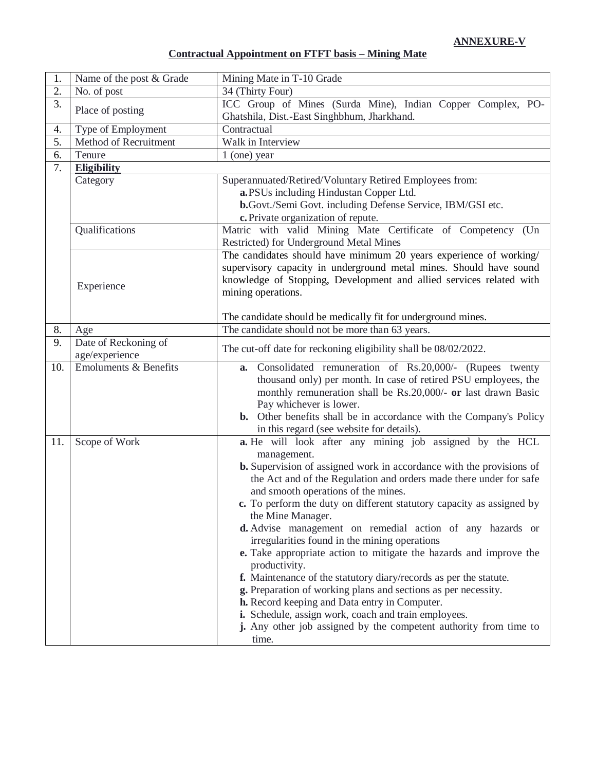**ANNEXURE-V**

**Contractual Appointment on FTFT basis – Mining Mate**

| | | |
|---|---|---|
| 1. | Name of the post & Grade | Mining Mate in T-10 Grade |
| 2. | No. of post | 34 (Thirty Four) |
| 3. | Place of posting | ICC Group of Mines (Surda Mine), Indian Copper Complex, PO-Ghatshila, Dist.-East Singhbhum, Jharkhand. |
| 4. | Type of Employment | Contractual |
| 5. | Method of Recruitment | Walk in Interview |
| 6. | Tenure | 1 (one) year |
| 7. | **Eligibility** | |
| | Category | Superannuated/Retired/Voluntary Retired Employees from: **a.** PSUs including Hindustan Copper Ltd. **b.** Govt./Semi Govt. including Defense Service, IBM/GSI etc. **c.** Private organization of repute. |
| | Qualifications | Matric with valid Mining Mate Certificate of Competency (Un Restricted) for Underground Metal Mines |
| | Experience | The candidates should have minimum 20 years experience of working/ supervisory capacity in underground metal mines. Should have sound knowledge of Stopping, Development and allied services related with mining operations. The candidate should be medically fit for underground mines. |
| 8. | Age | The candidate should not be more than 63 years. |
| 9. | Date of Reckoning of age/experience | The cut-off date for reckoning eligibility shall be 08/02/2022. |
| 10. | Emoluments & Benefits | **a.** Consolidated remuneration of Rs.20,000/- (Rupees twenty thousand only) per month. In case of retired PSU employees, the monthly remuneration shall be Rs.20,000/- **or** last drawn Basic Pay whichever is lower. **b.** Other benefits shall be in accordance with the Company's Policy in this regard (see website for details). |
| 11. | Scope of Work | **a.** He will look after any mining job assigned by the HCL management. **b.** Supervision of assigned work in accordance with the provisions of the Act and of the Regulation and orders made there under for safe and smooth operations of the mines. **c.** To perform the duty on different statutory capacity as assigned by the Mine Manager. **d.** Advise management on remedial action of any hazards or irregularities found in the mining operations **e.** Take appropriate action to mitigate the hazards and improve the productivity. **f.** Maintenance of the statutory diary/records as per the statute. **g.** Preparation of working plans and sections as per necessity. **h.** Record keeping and Data entry in Computer. **i.** Schedule, assign work, coach and train employees. **j.** Any other job assigned by the competent authority from time to time. |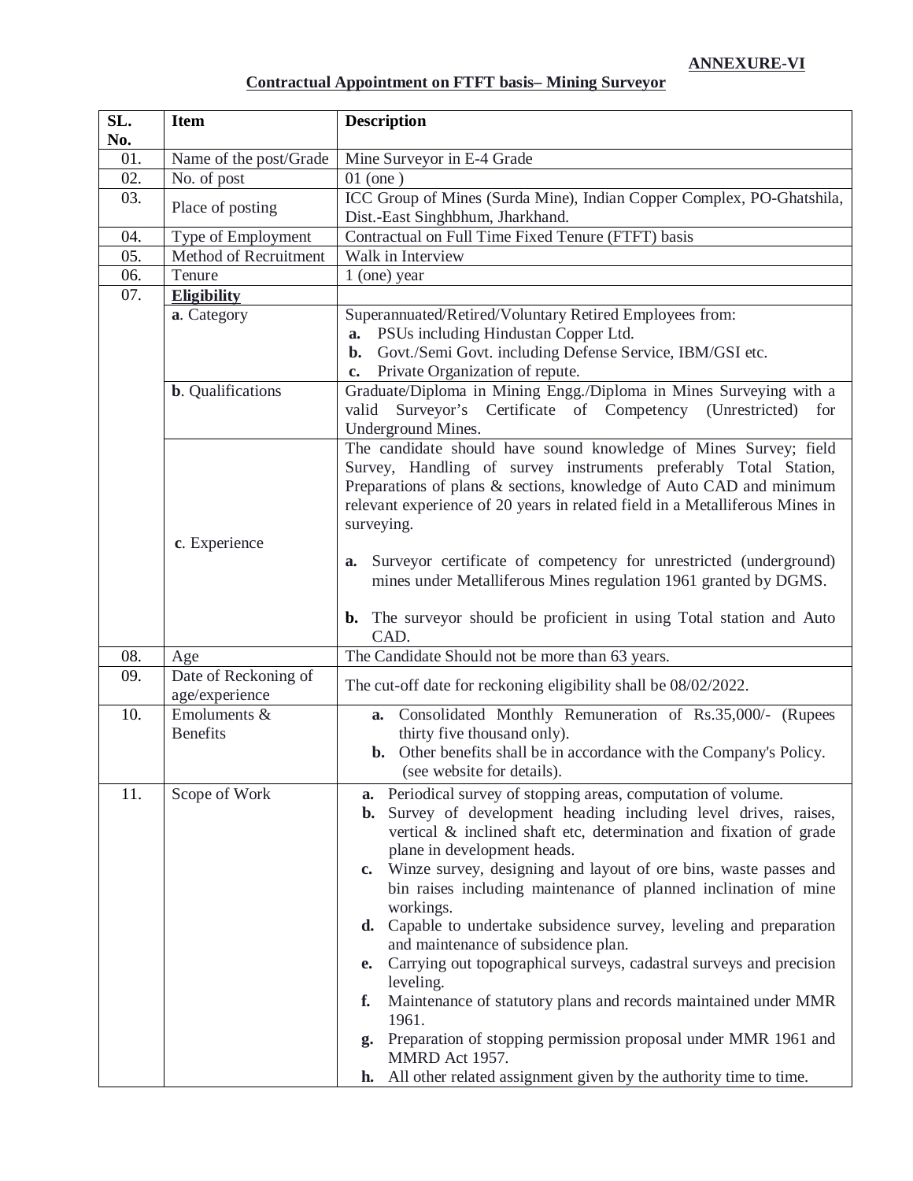**ANNEXURE-VI**

**Contractual Appointment on FTFT basis– Mining Surveyor**

| SL. No. | Item | Description |
|---|---|---|
| 01. | Name of the post/Grade | Mine Surveyor in E-4 Grade |
| 02. | No. of post | 01 (one ) |
| 03. | Place of posting | ICC Group of Mines (Surda Mine), Indian Copper Complex, PO-Ghatshila, Dist.-East Singhbhum, Jharkhand. |
| 04. | Type of Employment | Contractual on Full Time Fixed Tenure (FTFT) basis |
| 05. | Method of Recruitment | Walk in Interview |
| 06. | Tenure | 1 (one) year |
| 07. | **Eligibility** | |
| | **a**. Category | Superannuated/Retired/Voluntary Retired Employees from: **a.** PSUs including Hindustan Copper Ltd. **b.** Govt./Semi Govt. including Defense Service, IBM/GSI etc. **c.** Private Organization of repute. |
| | **b**. Qualifications | Graduate/Diploma in Mining Engg./Diploma in Mines Surveying with a valid Surveyor's Certificate of Competency (Unrestricted) for Underground Mines. |
| | **c**. Experience | The candidate should have sound knowledge of Mines Survey; field Survey, Handling of survey instruments preferably Total Station, Preparations of plans & sections, knowledge of Auto CAD and minimum relevant experience of 20 years in related field in a Metalliferous Mines in surveying. **a.** Surveyor certificate of competency for unrestricted (underground) mines under Metalliferous Mines regulation 1961 granted by DGMS. **b.** The surveyor should be proficient in using Total station and Auto CAD. |
| 08. | Age | The Candidate Should not be more than 63 years. |
| 09. | Date of Reckoning of age/experience | The cut-off date for reckoning eligibility shall be 08/02/2022. |
| 10. | Emoluments & Benefits | **a.** Consolidated Monthly Remuneration of Rs.35,000/- (Rupees thirty five thousand only). **b.** Other benefits shall be in accordance with the Company's Policy. (see website for details). |
| 11. | Scope of Work | **a.** Periodical survey of stopping areas, computation of volume. **b.** Survey of development heading including level drives, raises, vertical & inclined shaft etc, determination and fixation of grade plane in development heads. **c.** Winze survey, designing and layout of ore bins, waste passes and bin raises including maintenance of planned inclination of mine workings. **d.** Capable to undertake subsidence survey, leveling and preparation and maintenance of subsidence plan. **e.** Carrying out topographical surveys, cadastral surveys and precision leveling. **f.** Maintenance of statutory plans and records maintained under MMR 1961. **g.** Preparation of stopping permission proposal under MMR 1961 and MMRD Act 1957. **h.** All other related assignment given by the authority time to time. |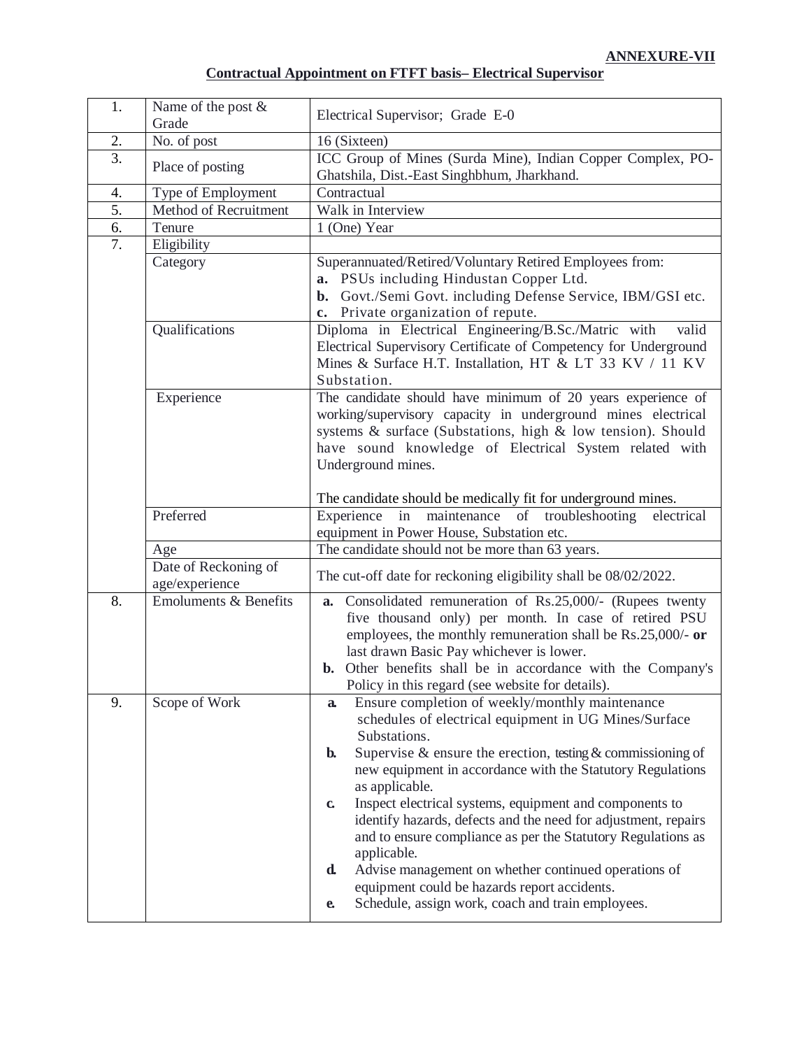**ANNEXURE-VII**

## Contractual Appointment on FTFT basis– Electrical Supervisor

| | | |
|---|---|---|
| 1. | Name of the post & Grade | Electrical Supervisor; Grade E-0 |
| 2. | No. of post | 16 (Sixteen) |
| 3. | Place of posting | ICC Group of Mines (Surda Mine), Indian Copper Complex, PO-Ghatshila, Dist.-East Singhbhum, Jharkhand. |
| 4. | Type of Employment | Contractual |
| 5. | Method of Recruitment | Walk in Interview |
| 6. | Tenure | 1 (One) Year |
| 7. | Eligibility | |
| | Category | Superannuated/Retired/Voluntary Retired Employees from:<br>**a.** PSUs including Hindustan Copper Ltd.<br>**b.** Govt./Semi Govt. including Defense Service, IBM/GSI etc.<br>**c.** Private organization of repute. |
| | Qualifications | Diploma in Electrical Engineering/B.Sc./Matric with valid Electrical Supervisory Certificate of Competency for Underground Mines & Surface H.T. Installation, HT & LT 33 KV / 11 KV Substation. |
| | Experience | The candidate should have minimum of 20 years experience of working/supervisory capacity in underground mines electrical systems & surface (Substations, high & low tension). Should have sound knowledge of Electrical System related with Underground mines.<br><br>The candidate should be medically fit for underground mines. |
| | Preferred | Experience in maintenance of troubleshooting electrical equipment in Power House, Substation etc. |
| | Age | The candidate should not be more than 63 years. |
| | Date of Reckoning of age/experience | The cut-off date for reckoning eligibility shall be 08/02/2022. |
| 8. | Emoluments & Benefits | **a.** Consolidated remuneration of Rs.25,000/- (Rupees twenty five thousand only) per month. In case of retired PSU employees, the monthly remuneration shall be Rs.25,000/- **or** last drawn Basic Pay whichever is lower.<br>**b.** Other benefits shall be in accordance with the Company's Policy in this regard (see website for details). |
| 9. | Scope of Work | **a.** Ensure completion of weekly/monthly maintenance schedules of electrical equipment in UG Mines/Surface Substations.<br>**b.** Supervise & ensure the erection, testing & commissioning of new equipment in accordance with the Statutory Regulations as applicable.<br>**c.** Inspect electrical systems, equipment and components to identify hazards, defects and the need for adjustment, repairs and to ensure compliance as per the Statutory Regulations as applicable.<br>**d.** Advise management on whether continued operations of equipment could be hazards report accidents.<br>**e.** Schedule, assign work, coach and train employees. |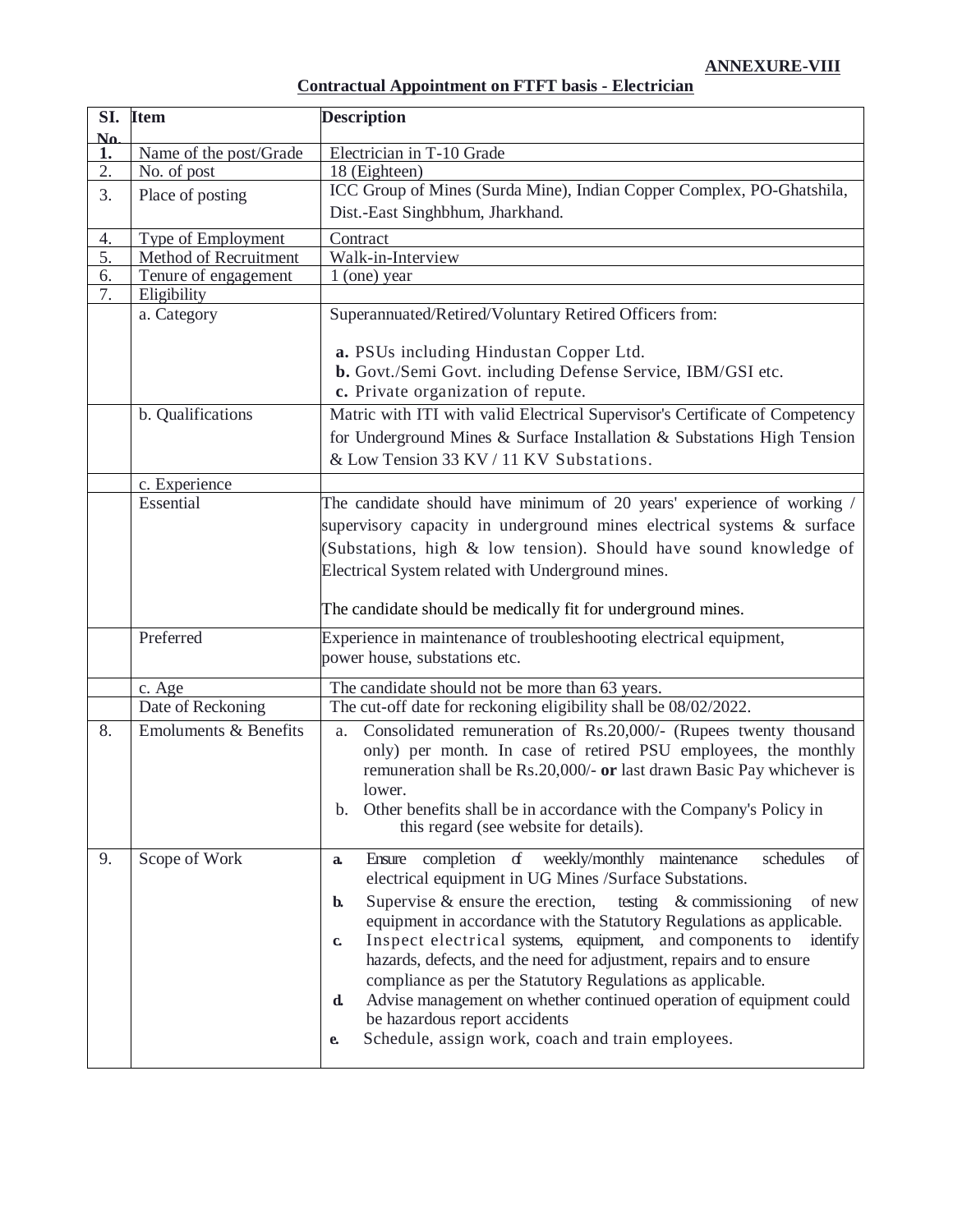**ANNEXURE-VIII**

**Contractual Appointment on FTFT basis - Electrician**

| Sl. No. | Item | Description |
|---|---|---|
| 1. | Name of the post/Grade | Electrician in T-10 Grade |
| 2. | No. of post | 18 (Eighteen) |
| 3. | Place of posting | ICC Group of Mines (Surda Mine), Indian Copper Complex, PO-Ghatshila, Dist.-East Singhbhum, Jharkhand. |
| 4. | Type of Employment | Contract |
| 5. | Method of Recruitment | Walk-in-Interview |
| 6. | Tenure of engagement | 1 (one) year |
| 7. | Eligibility | |
| | a. Category | Superannuated/Retired/Voluntary Retired Officers from:<br><br>**a.** PSUs including Hindustan Copper Ltd.<br>**b.** Govt./Semi Govt. including Defense Service, IBM/GSI etc.<br>**c.** Private organization of repute. |
| | b. Qualifications | Matric with ITI with valid Electrical Supervisor's Certificate of Competency for Underground Mines & Surface Installation & Substations High Tension & Low Tension 33 KV / 11 KV Substations. |
| | c. Experience | |
| | Essential | The candidate should have minimum of 20 years' experience of working / supervisory capacity in underground mines electrical systems & surface (Substations, high & low tension). Should have sound knowledge of Electrical System related with Underground mines.<br><br>The candidate should be medically fit for underground mines. |
| | Preferred | Experience in maintenance of troubleshooting electrical equipment, power house, substations etc. |
| | c. Age | The candidate should not be more than 63 years. |
| | Date of Reckoning | The cut-off date for reckoning eligibility shall be 08/02/2022. |
| 8. | Emoluments & Benefits | a. Consolidated remuneration of Rs.20,000/- (Rupees twenty thousand only) per month. In case of retired PSU employees, the monthly remuneration shall be Rs.20,000/- **or** last drawn Basic Pay whichever is lower.<br>b. Other benefits shall be in accordance with the Company's Policy in this regard (see website for details). |
| 9. | Scope of Work | **a.** Ensure completion of weekly/monthly maintenance schedules of electrical equipment in UG Mines /Surface Substations.<br>**b.** Supervise & ensure the erection, testing & commissioning of new equipment in accordance with the Statutory Regulations as applicable.<br>**c.** Inspect electrical systems, equipment, and components to identify hazards, defects, and the need for adjustment, repairs and to ensure compliance as per the Statutory Regulations as applicable.<br>**d.** Advise management on whether continued operation of equipment could be hazardous report accidents<br>**e.** Schedule, assign work, coach and train employees. |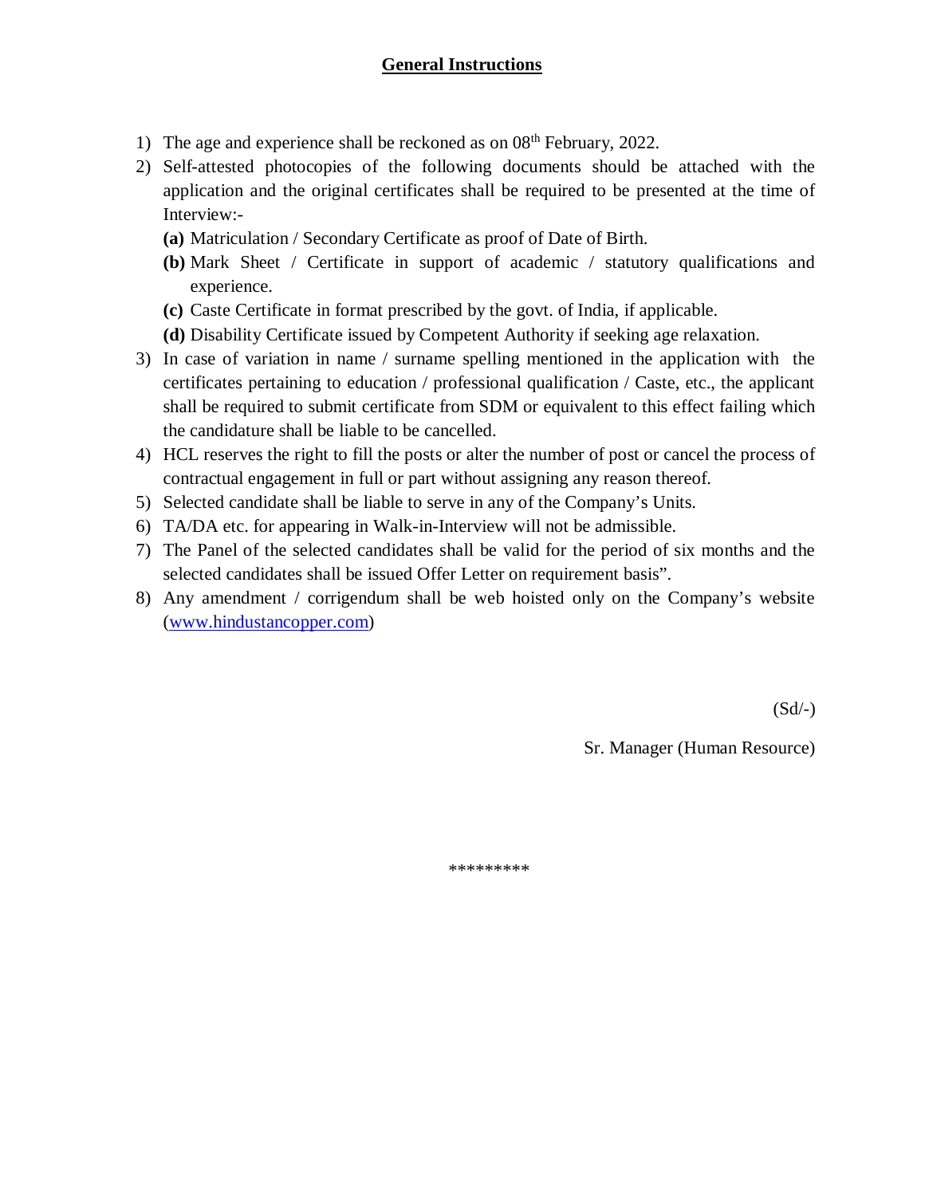## General Instructions

1) The age and experience shall be reckoned as on 08th February, 2022.
2) Self-attested photocopies of the following documents should be attached with the application and the original certificates shall be required to be presented at the time of Interview:-
   **(a)** Matriculation / Secondary Certificate as proof of Date of Birth.
   **(b)** Mark Sheet / Certificate in support of academic / statutory qualifications and experience.
   **(c)** Caste Certificate in format prescribed by the govt. of India, if applicable.
   **(d)** Disability Certificate issued by Competent Authority if seeking age relaxation.
3) In case of variation in name / surname spelling mentioned in the application with the certificates pertaining to education / professional qualification / Caste, etc., the applicant shall be required to submit certificate from SDM or equivalent to this effect failing which the candidature shall be liable to be cancelled.
4) HCL reserves the right to fill the posts or alter the number of post or cancel the process of contractual engagement in full or part without assigning any reason thereof.
5) Selected candidate shall be liable to serve in any of the Company's Units.
6) TA/DA etc. for appearing in Walk-in-Interview will not be admissible.
7) The Panel of the selected candidates shall be valid for the period of six months and the selected candidates shall be issued Offer Letter on requirement basis".
8) Any amendment / corrigendum shall be web hoisted only on the Company's website (www.hindustancopper.com)

(Sd/-)

Sr. Manager (Human Resource)

*********